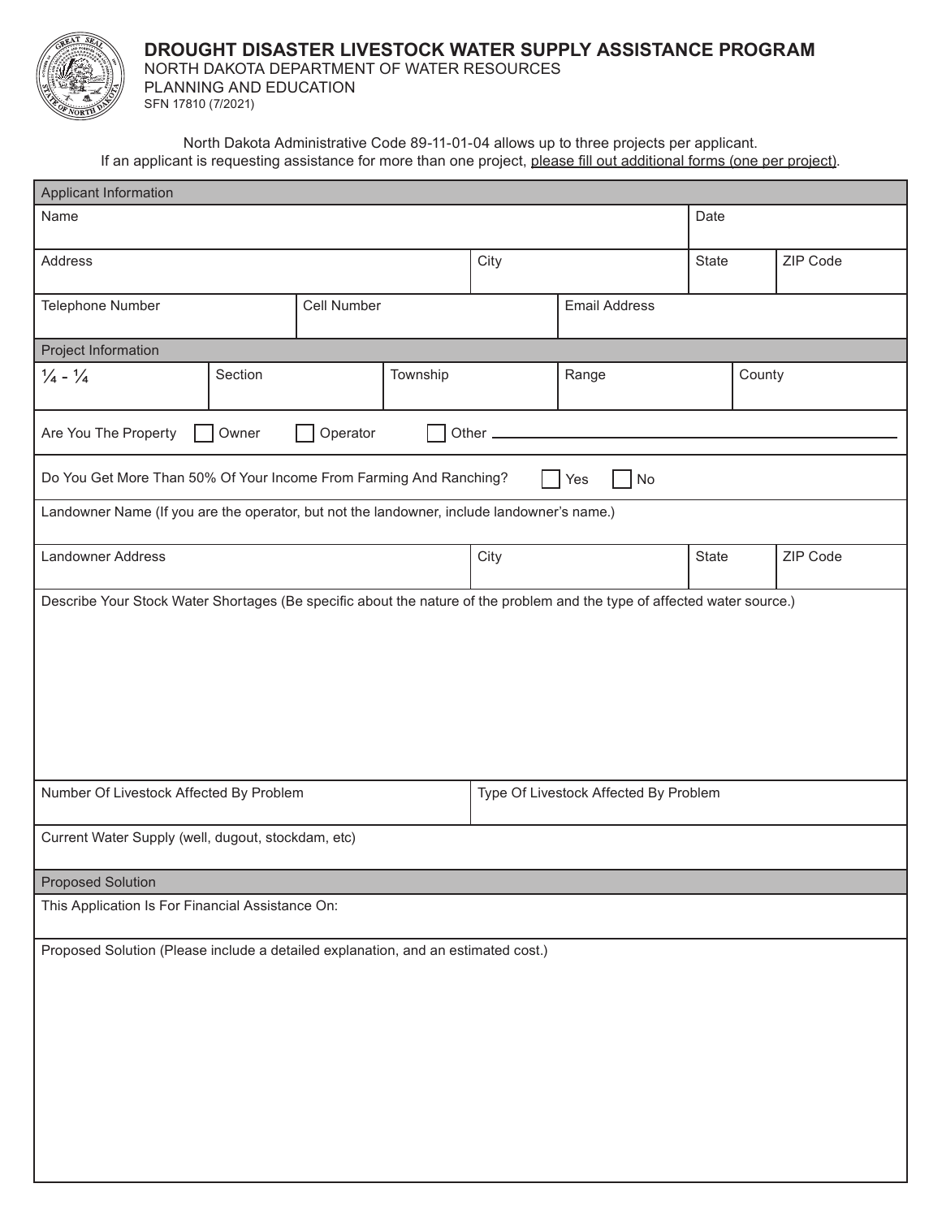# DROUGHT DISASTER LIVESTOCK WATER SUPPLY ASSISTANCE PROGRAM

NORTH DAKOTA DEPARTMENT OF WATER RESOURCES
PLANNING AND EDUCATION
SFN 17810 (7/2021)

North Dakota Administrative Code 89-11-01-04 allows up to three projects per applicant.
If an applicant is requesting assistance for more than one project, please fill out additional forms (one per project).

| Applicant Information | | | |
|---|---|---|---|
| Name | | | Date |
| Address | City | State | ZIP Code |
| Telephone Number | Cell Number | Email Address | |

| Project Information | | | | |
|---|---|---|---|---|
| ¼ - ¼ | Section | Township | Range | County |

Are You The Property ☐ Owner ☐ Operator ☐ Other ____________________

Do You Get More Than 50% Of Your Income From Farming And Ranching? ☐ Yes ☐ No

| Landowner Name (If you are the operator, but not the landowner, include landowner's name.) | | | |
|---|---|---|---|
| Landowner Address | City | State | ZIP Code |

Describe Your Stock Water Shortages (Be specific about the nature of the problem and the type of affected water source.)

| Number Of Livestock Affected By Problem | Type Of Livestock Affected By Problem |
|---|---|

Current Water Supply (well, dugout, stockdam, etc)

**Proposed Solution**

This Application Is For Financial Assistance On:

Proposed Solution (Please include a detailed explanation, and an estimated cost.)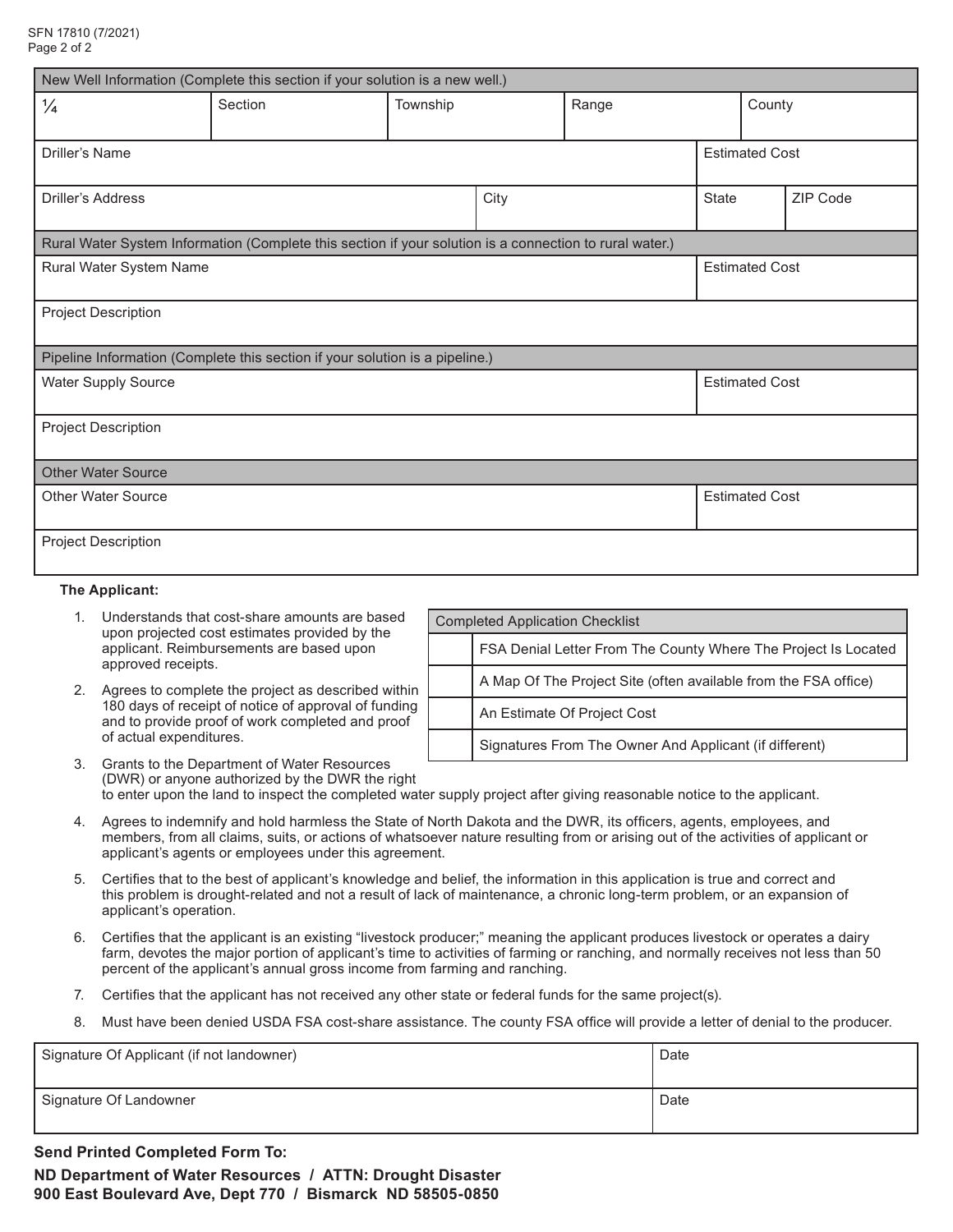| New Well Information (Complete this section if your solution is a new well.) | | | | |
| --- | --- | --- | --- | --- |
| ¼ | Section | Township | Range | County |
| Driller's Name | | | | Estimated Cost |
| Driller's Address | | City | | State / ZIP Code |

| Rural Water System Information (Complete this section if your solution is a connection to rural water.) | |
| --- | --- |
| Rural Water System Name | Estimated Cost |
| Project Description | |

| Pipeline Information (Complete this section if your solution is a pipeline.) | |
| --- | --- |
| Water Supply Source | Estimated Cost |
| Project Description | |

| Other Water Source | |
| --- | --- |
| Other Water Source | Estimated Cost |
| Project Description | |

**The Applicant:**

1. Understands that cost-share amounts are based upon projected cost estimates provided by the applicant. Reimbursements are based upon approved receipts.
2. Agrees to complete the project as described within 180 days of receipt of notice of approval of funding and to provide proof of work completed and proof of actual expenditures.
3. Grants to the Department of Water Resources (DWR) or anyone authorized by the DWR the right to enter upon the land to inspect the completed water supply project after giving reasonable notice to the applicant.
4. Agrees to indemnify and hold harmless the State of North Dakota and the DWR, its officers, agents, employees, and members, from all claims, suits, or actions of whatsoever nature resulting from or arising out of the activities of applicant or applicant's agents or employees under this agreement.
5. Certifies that to the best of applicant's knowledge and belief, the information in this application is true and correct and this problem is drought-related and not a result of lack of maintenance, a chronic long-term problem, or an expansion of applicant's operation.
6. Certifies that the applicant is an existing "livestock producer;" meaning the applicant produces livestock or operates a dairy farm, devotes the major portion of applicant's time to activities of farming or ranching, and normally receives not less than 50 percent of the applicant's annual gross income from farming and ranching.
7. Certifies that the applicant has not received any other state or federal funds for the same project(s).
8. Must have been denied USDA FSA cost-share assistance. The county FSA office will provide a letter of denial to the producer.

| Completed Application Checklist | |
| --- | --- |
| | FSA Denial Letter From The County Where The Project Is Located |
| | A Map Of The Project Site (often available from the FSA office) |
| | An Estimate Of Project Cost |
| | Signatures From The Owner And Applicant (if different) |

| Signature Of Applicant (if not landowner) | Date |
| --- | --- |
| Signature Of Landowner | Date |

**Send Printed Completed Form To:**

**ND Department of Water Resources / ATTN: Drought Disaster**
**900 East Boulevard Ave, Dept 770 / Bismarck ND 58505-0850**